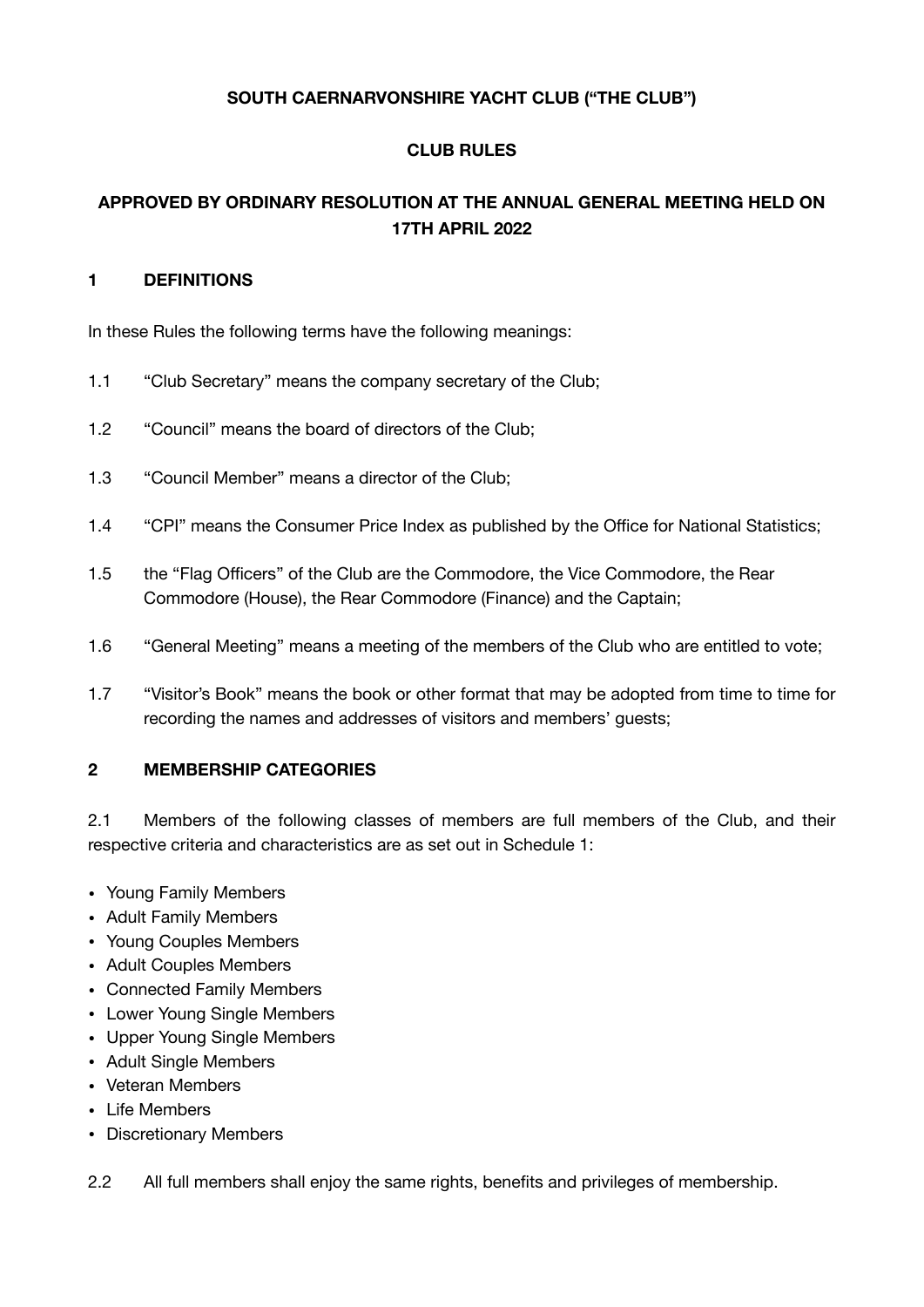# SOUTH CAERNARVONSHIRE YACHT CLUB ("THE CLUB")

## CLUB RULES

## APPROVED BY ORDINARY RESOLUTION AT THE ANNUAL GENERAL MEETING HELD ON 17TH APRIL 2022

### 1 DEFINITIONS

In these Rules the following terms have the following meanings:

1.1 "Club Secretary" means the company secretary of the Club;

1.2 "Council" means the board of directors of the Club;

1.3 "Council Member" means a director of the Club;

1.4 "CPI" means the Consumer Price Index as published by the Office for National Statistics;

1.5 the "Flag Officers" of the Club are the Commodore, the Vice Commodore, the Rear Commodore (House), the Rear Commodore (Finance) and the Captain;

1.6 "General Meeting" means a meeting of the members of the Club who are entitled to vote;

1.7 "Visitor's Book" means the book or other format that may be adopted from time to time for recording the names and addresses of visitors and members' guests;

### 2 MEMBERSHIP CATEGORIES

2.1 Members of the following classes of members are full members of the Club, and their respective criteria and characteristics are as set out in Schedule 1:

- Young Family Members
- Adult Family Members
- Young Couples Members
- Adult Couples Members
- Connected Family Members
- Lower Young Single Members
- Upper Young Single Members
- Adult Single Members
- Veteran Members
- Life Members
- Discretionary Members

2.2 All full members shall enjoy the same rights, benefits and privileges of membership.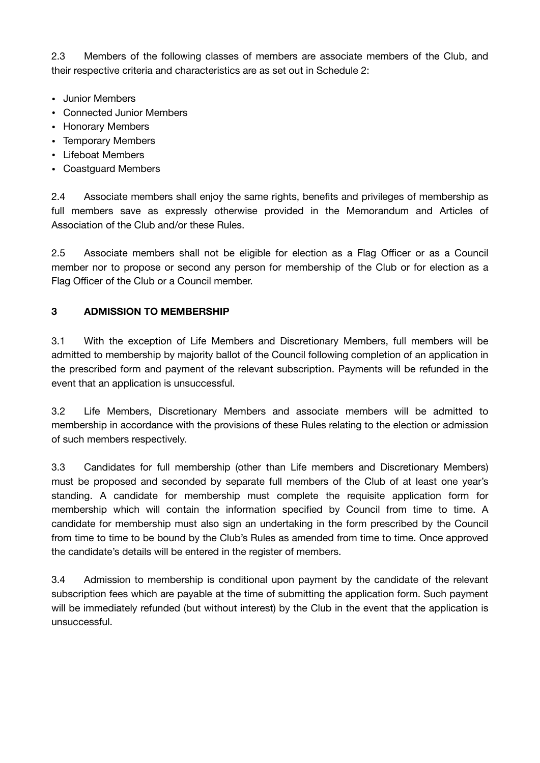2.3 Members of the following classes of members are associate members of the Club, and their respective criteria and characteristics are as set out in Schedule 2:

- Junior Members
- Connected Junior Members
- Honorary Members
- Temporary Members
- Lifeboat Members
- Coastguard Members

2.4 Associate members shall enjoy the same rights, benefits and privileges of membership as full members save as expressly otherwise provided in the Memorandum and Articles of Association of the Club and/or these Rules.

2.5 Associate members shall not be eligible for election as a Flag Officer or as a Council member nor to propose or second any person for membership of the Club or for election as a Flag Officer of the Club or a Council member.

## 3 ADMISSION TO MEMBERSHIP

3.1 With the exception of Life Members and Discretionary Members, full members will be admitted to membership by majority ballot of the Council following completion of an application in the prescribed form and payment of the relevant subscription. Payments will be refunded in the event that an application is unsuccessful.

3.2 Life Members, Discretionary Members and associate members will be admitted to membership in accordance with the provisions of these Rules relating to the election or admission of such members respectively.

3.3 Candidates for full membership (other than Life members and Discretionary Members) must be proposed and seconded by separate full members of the Club of at least one year's standing. A candidate for membership must complete the requisite application form for membership which will contain the information specified by Council from time to time. A candidate for membership must also sign an undertaking in the form prescribed by the Council from time to time to be bound by the Club's Rules as amended from time to time. Once approved the candidate's details will be entered in the register of members.

3.4 Admission to membership is conditional upon payment by the candidate of the relevant subscription fees which are payable at the time of submitting the application form. Such payment will be immediately refunded (but without interest) by the Club in the event that the application is unsuccessful.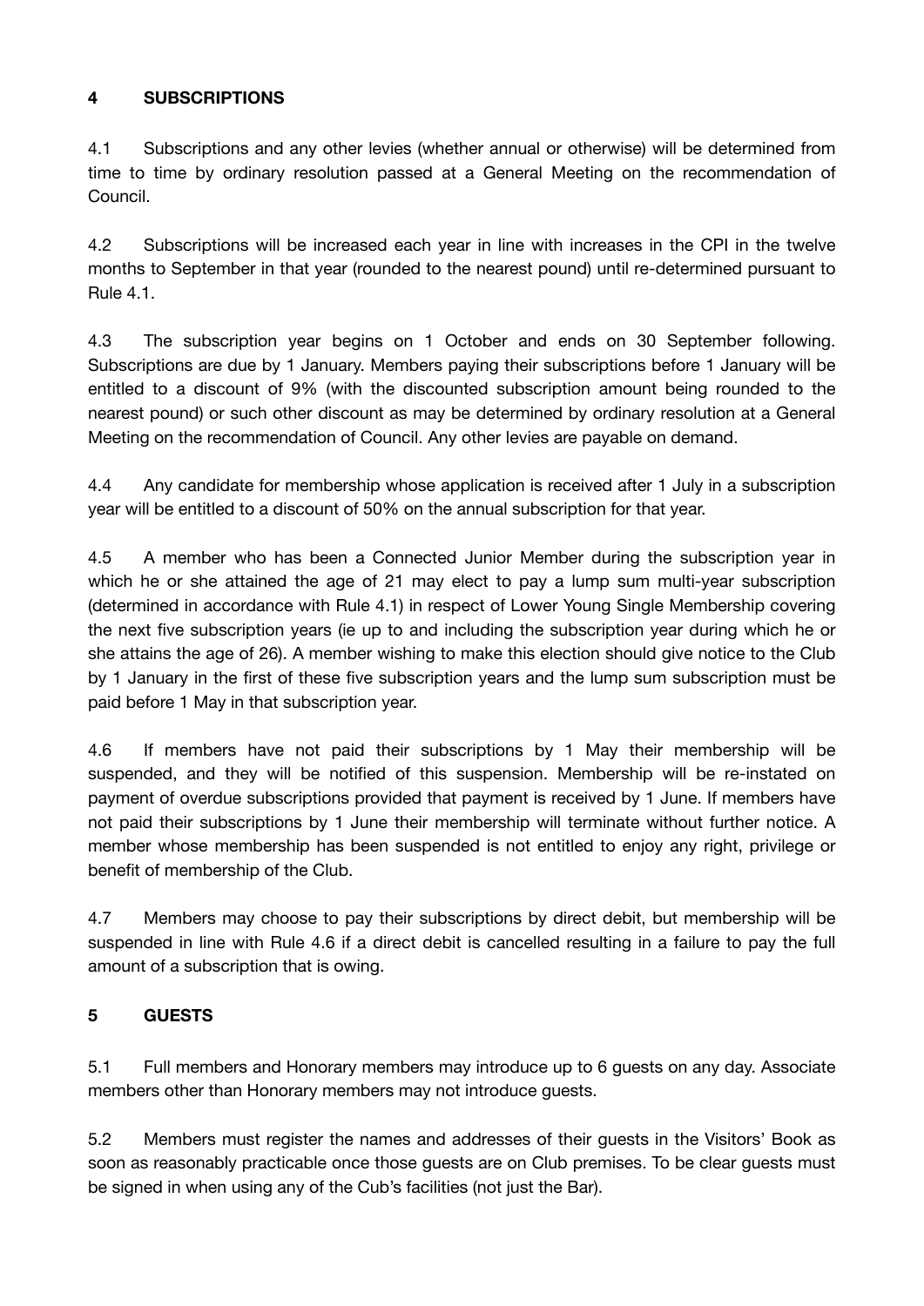## 4 SUBSCRIPTIONS

4.1 Subscriptions and any other levies (whether annual or otherwise) will be determined from time to time by ordinary resolution passed at a General Meeting on the recommendation of Council.

4.2 Subscriptions will be increased each year in line with increases in the CPI in the twelve months to September in that year (rounded to the nearest pound) until re-determined pursuant to Rule 4.1.

4.3 The subscription year begins on 1 October and ends on 30 September following. Subscriptions are due by 1 January. Members paying their subscriptions before 1 January will be entitled to a discount of 9% (with the discounted subscription amount being rounded to the nearest pound) or such other discount as may be determined by ordinary resolution at a General Meeting on the recommendation of Council. Any other levies are payable on demand.

4.4 Any candidate for membership whose application is received after 1 July in a subscription year will be entitled to a discount of 50% on the annual subscription for that year.

4.5 A member who has been a Connected Junior Member during the subscription year in which he or she attained the age of 21 may elect to pay a lump sum multi-year subscription (determined in accordance with Rule 4.1) in respect of Lower Young Single Membership covering the next five subscription years (ie up to and including the subscription year during which he or she attains the age of 26). A member wishing to make this election should give notice to the Club by 1 January in the first of these five subscription years and the lump sum subscription must be paid before 1 May in that subscription year.

4.6 If members have not paid their subscriptions by 1 May their membership will be suspended, and they will be notified of this suspension. Membership will be re-instated on payment of overdue subscriptions provided that payment is received by 1 June. If members have not paid their subscriptions by 1 June their membership will terminate without further notice. A member whose membership has been suspended is not entitled to enjoy any right, privilege or benefit of membership of the Club.

4.7 Members may choose to pay their subscriptions by direct debit, but membership will be suspended in line with Rule 4.6 if a direct debit is cancelled resulting in a failure to pay the full amount of a subscription that is owing.

## 5 GUESTS

5.1 Full members and Honorary members may introduce up to 6 guests on any day. Associate members other than Honorary members may not introduce guests.

5.2 Members must register the names and addresses of their guests in the Visitors' Book as soon as reasonably practicable once those guests are on Club premises. To be clear guests must be signed in when using any of the Cub's facilities (not just the Bar).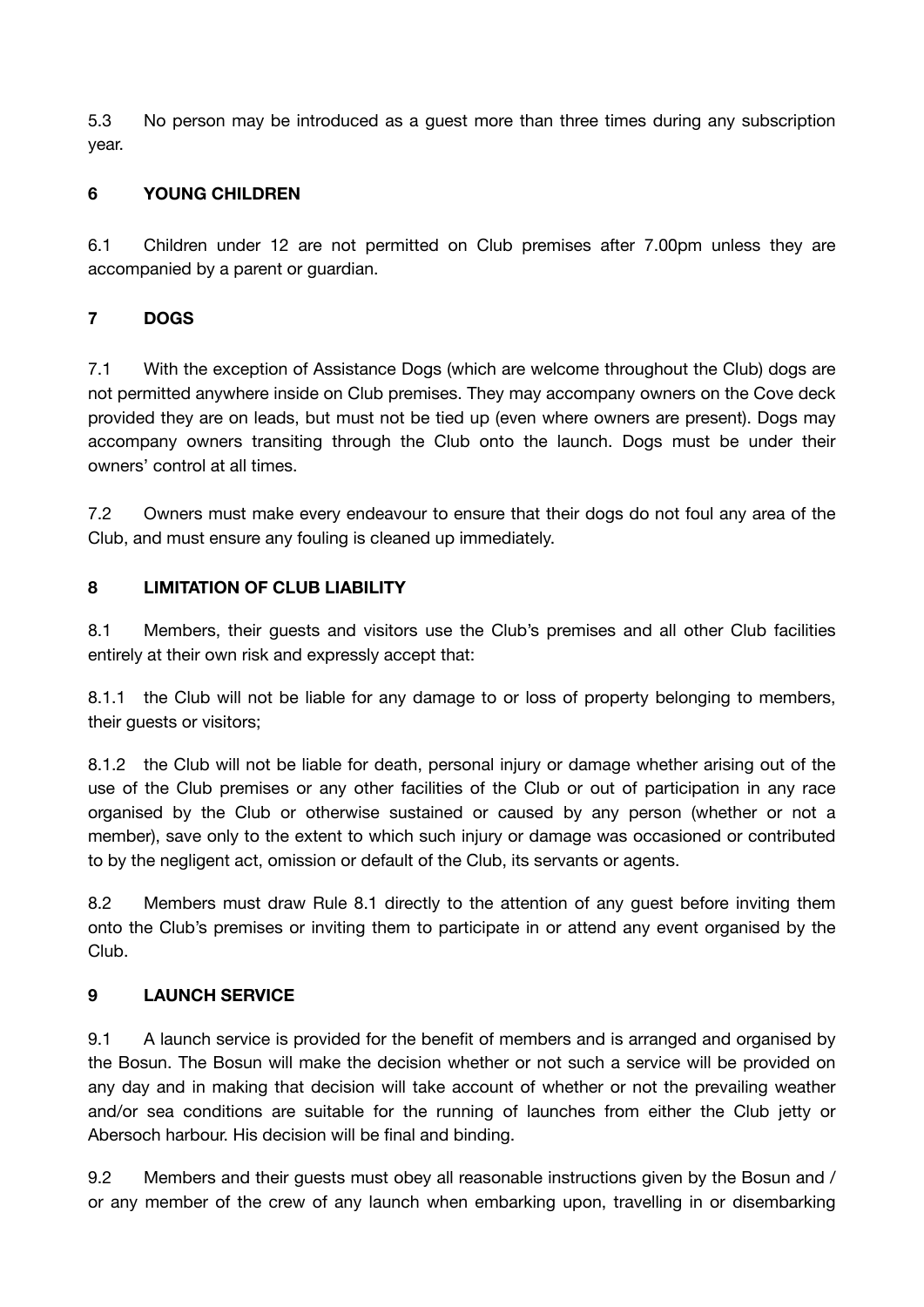5.3 No person may be introduced as a guest more than three times during any subscription year.

## 6 YOUNG CHILDREN

6.1 Children under 12 are not permitted on Club premises after 7.00pm unless they are accompanied by a parent or guardian.

## 7 DOGS

7.1 With the exception of Assistance Dogs (which are welcome throughout the Club) dogs are not permitted anywhere inside on Club premises. They may accompany owners on the Cove deck provided they are on leads, but must not be tied up (even where owners are present). Dogs may accompany owners transiting through the Club onto the launch. Dogs must be under their owners' control at all times.

7.2 Owners must make every endeavour to ensure that their dogs do not foul any area of the Club, and must ensure any fouling is cleaned up immediately.

## 8 LIMITATION OF CLUB LIABILITY

8.1 Members, their guests and visitors use the Club's premises and all other Club facilities entirely at their own risk and expressly accept that:

8.1.1 the Club will not be liable for any damage to or loss of property belonging to members, their guests or visitors;

8.1.2 the Club will not be liable for death, personal injury or damage whether arising out of the use of the Club premises or any other facilities of the Club or out of participation in any race organised by the Club or otherwise sustained or caused by any person (whether or not a member), save only to the extent to which such injury or damage was occasioned or contributed to by the negligent act, omission or default of the Club, its servants or agents.

8.2 Members must draw Rule 8.1 directly to the attention of any guest before inviting them onto the Club's premises or inviting them to participate in or attend any event organised by the Club.

## 9 LAUNCH SERVICE

9.1 A launch service is provided for the benefit of members and is arranged and organised by the Bosun. The Bosun will make the decision whether or not such a service will be provided on any day and in making that decision will take account of whether or not the prevailing weather and/or sea conditions are suitable for the running of launches from either the Club jetty or Abersoch harbour. His decision will be final and binding.

9.2 Members and their guests must obey all reasonable instructions given by the Bosun and / or any member of the crew of any launch when embarking upon, travelling in or disembarking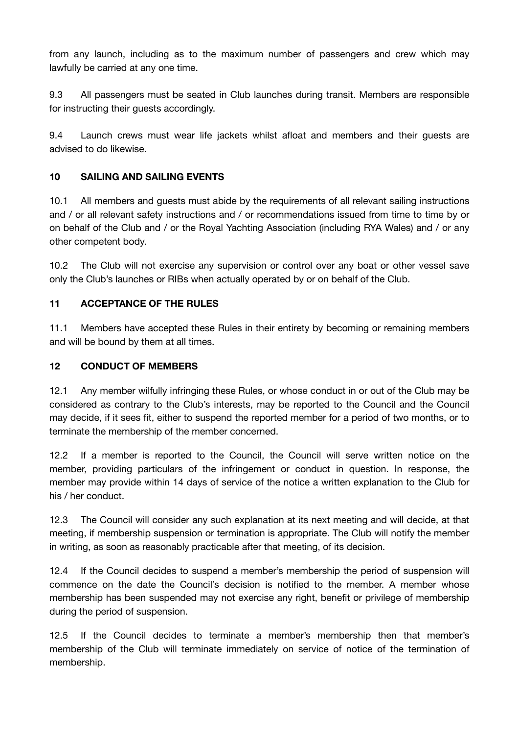from any launch, including as to the maximum number of passengers and crew which may lawfully be carried at any one time.

9.3 All passengers must be seated in Club launches during transit. Members are responsible for instructing their guests accordingly.

9.4 Launch crews must wear life jackets whilst afloat and members and their guests are advised to do likewise.

## 10 SAILING AND SAILING EVENTS

10.1 All members and guests must abide by the requirements of all relevant sailing instructions and / or all relevant safety instructions and / or recommendations issued from time to time by or on behalf of the Club and / or the Royal Yachting Association (including RYA Wales) and / or any other competent body.

10.2 The Club will not exercise any supervision or control over any boat or other vessel save only the Club's launches or RIBs when actually operated by or on behalf of the Club.

## 11 ACCEPTANCE OF THE RULES

11.1 Members have accepted these Rules in their entirety by becoming or remaining members and will be bound by them at all times.

## 12 CONDUCT OF MEMBERS

12.1 Any member wilfully infringing these Rules, or whose conduct in or out of the Club may be considered as contrary to the Club's interests, may be reported to the Council and the Council may decide, if it sees fit, either to suspend the reported member for a period of two months, or to terminate the membership of the member concerned.

12.2 If a member is reported to the Council, the Council will serve written notice on the member, providing particulars of the infringement or conduct in question. In response, the member may provide within 14 days of service of the notice a written explanation to the Club for his / her conduct.

12.3 The Council will consider any such explanation at its next meeting and will decide, at that meeting, if membership suspension or termination is appropriate. The Club will notify the member in writing, as soon as reasonably practicable after that meeting, of its decision.

12.4 If the Council decides to suspend a member's membership the period of suspension will commence on the date the Council's decision is notified to the member. A member whose membership has been suspended may not exercise any right, benefit or privilege of membership during the period of suspension.

12.5 If the Council decides to terminate a member's membership then that member's membership of the Club will terminate immediately on service of notice of the termination of membership.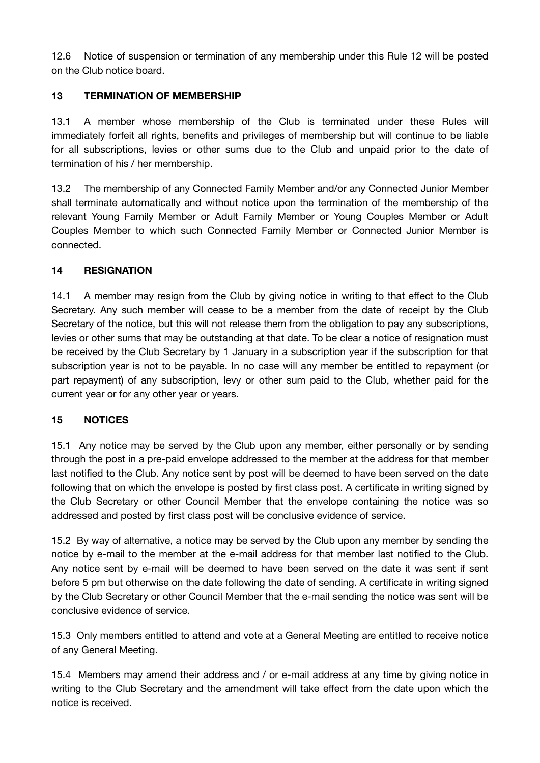12.6 Notice of suspension or termination of any membership under this Rule 12 will be posted on the Club notice board.

## 13 TERMINATION OF MEMBERSHIP

13.1 A member whose membership of the Club is terminated under these Rules will immediately forfeit all rights, benefits and privileges of membership but will continue to be liable for all subscriptions, levies or other sums due to the Club and unpaid prior to the date of termination of his / her membership.

13.2 The membership of any Connected Family Member and/or any Connected Junior Member shall terminate automatically and without notice upon the termination of the membership of the relevant Young Family Member or Adult Family Member or Young Couples Member or Adult Couples Member to which such Connected Family Member or Connected Junior Member is connected.

## 14 RESIGNATION

14.1 A member may resign from the Club by giving notice in writing to that effect to the Club Secretary. Any such member will cease to be a member from the date of receipt by the Club Secretary of the notice, but this will not release them from the obligation to pay any subscriptions, levies or other sums that may be outstanding at that date. To be clear a notice of resignation must be received by the Club Secretary by 1 January in a subscription year if the subscription for that subscription year is not to be payable. In no case will any member be entitled to repayment (or part repayment) of any subscription, levy or other sum paid to the Club, whether paid for the current year or for any other year or years.

## 15 NOTICES

15.1 Any notice may be served by the Club upon any member, either personally or by sending through the post in a pre-paid envelope addressed to the member at the address for that member last notified to the Club. Any notice sent by post will be deemed to have been served on the date following that on which the envelope is posted by first class post. A certificate in writing signed by the Club Secretary or other Council Member that the envelope containing the notice was so addressed and posted by first class post will be conclusive evidence of service.

15.2 By way of alternative, a notice may be served by the Club upon any member by sending the notice by e-mail to the member at the e-mail address for that member last notified to the Club. Any notice sent by e-mail will be deemed to have been served on the date it was sent if sent before 5 pm but otherwise on the date following the date of sending. A certificate in writing signed by the Club Secretary or other Council Member that the e-mail sending the notice was sent will be conclusive evidence of service.

15.3 Only members entitled to attend and vote at a General Meeting are entitled to receive notice of any General Meeting.

15.4 Members may amend their address and / or e-mail address at any time by giving notice in writing to the Club Secretary and the amendment will take effect from the date upon which the notice is received.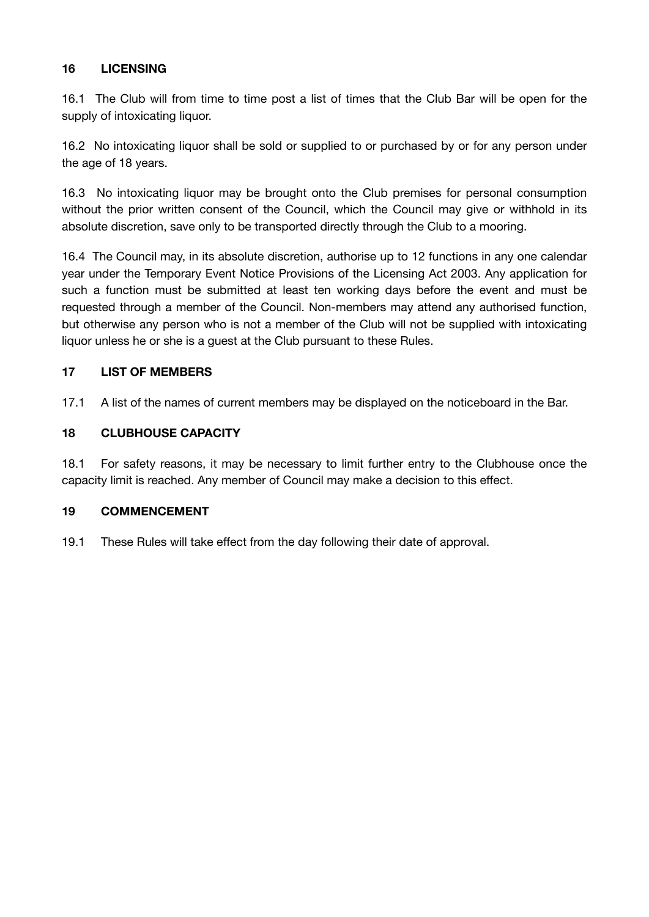## 16 LICENSING

16.1 The Club will from time to time post a list of times that the Club Bar will be open for the supply of intoxicating liquor.

16.2 No intoxicating liquor shall be sold or supplied to or purchased by or for any person under the age of 18 years.

16.3 No intoxicating liquor may be brought onto the Club premises for personal consumption without the prior written consent of the Council, which the Council may give or withhold in its absolute discretion, save only to be transported directly through the Club to a mooring.

16.4 The Council may, in its absolute discretion, authorise up to 12 functions in any one calendar year under the Temporary Event Notice Provisions of the Licensing Act 2003. Any application for such a function must be submitted at least ten working days before the event and must be requested through a member of the Council. Non-members may attend any authorised function, but otherwise any person who is not a member of the Club will not be supplied with intoxicating liquor unless he or she is a guest at the Club pursuant to these Rules.

## 17 LIST OF MEMBERS

17.1 A list of the names of current members may be displayed on the noticeboard in the Bar.

## 18 CLUBHOUSE CAPACITY

18.1 For safety reasons, it may be necessary to limit further entry to the Clubhouse once the capacity limit is reached. Any member of Council may make a decision to this effect.

## 19 COMMENCEMENT

19.1 These Rules will take effect from the day following their date of approval.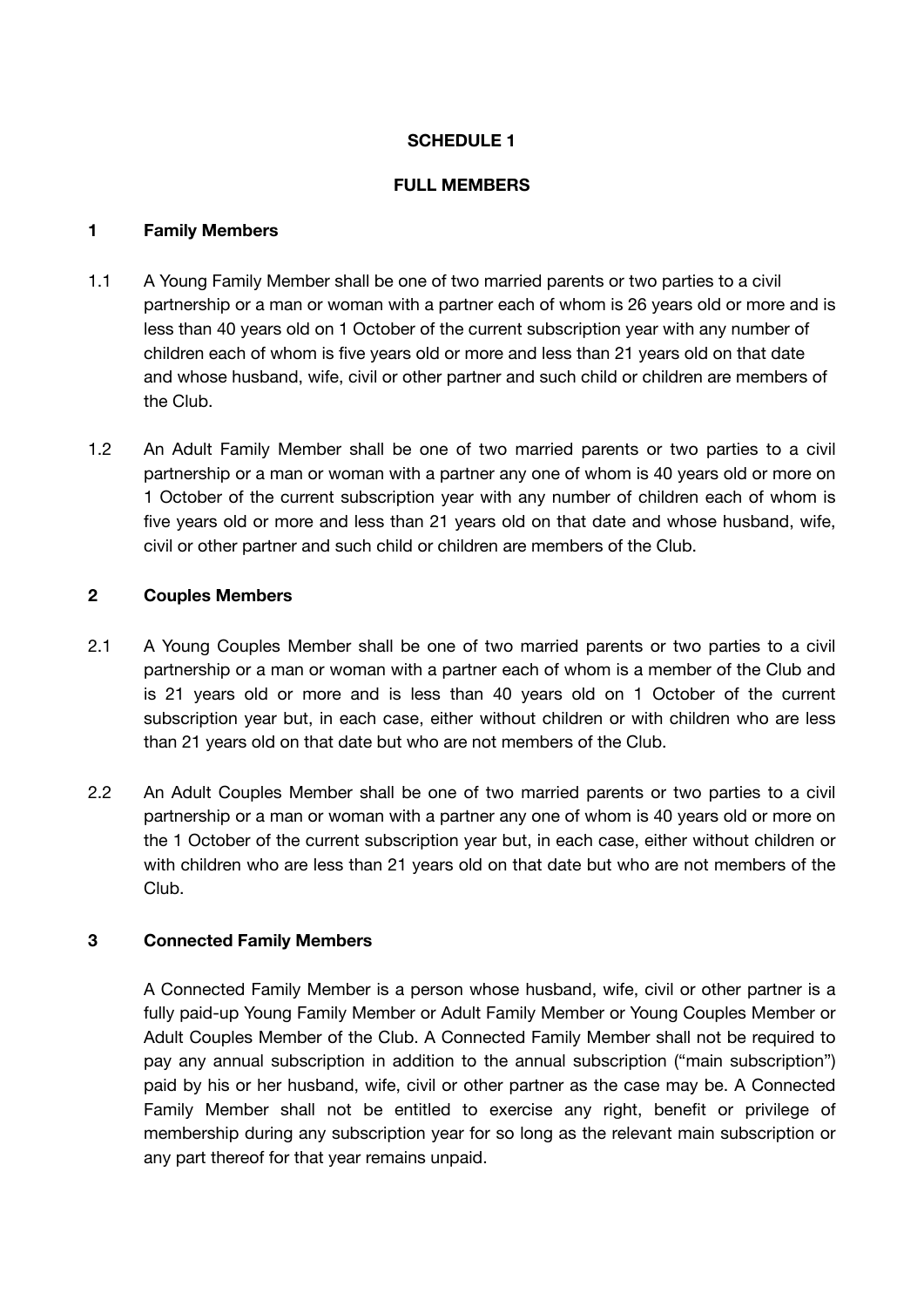# SCHEDULE 1

## FULL MEMBERS

### 1 Family Members

1.1 A Young Family Member shall be one of two married parents or two parties to a civil partnership or a man or woman with a partner each of whom is 26 years old or more and is less than 40 years old on 1 October of the current subscription year with any number of children each of whom is five years old or more and less than 21 years old on that date and whose husband, wife, civil or other partner and such child or children are members of the Club.

1.2 An Adult Family Member shall be one of two married parents or two parties to a civil partnership or a man or woman with a partner any one of whom is 40 years old or more on 1 October of the current subscription year with any number of children each of whom is five years old or more and less than 21 years old on that date and whose husband, wife, civil or other partner and such child or children are members of the Club.

### 2 Couples Members

2.1 A Young Couples Member shall be one of two married parents or two parties to a civil partnership or a man or woman with a partner each of whom is a member of the Club and is 21 years old or more and is less than 40 years old on 1 October of the current subscription year but, in each case, either without children or with children who are less than 21 years old on that date but who are not members of the Club.

2.2 An Adult Couples Member shall be one of two married parents or two parties to a civil partnership or a man or woman with a partner any one of whom is 40 years old or more on the 1 October of the current subscription year but, in each case, either without children or with children who are less than 21 years old on that date but who are not members of the Club.

### 3 Connected Family Members

A Connected Family Member is a person whose husband, wife, civil or other partner is a fully paid-up Young Family Member or Adult Family Member or Young Couples Member or Adult Couples Member of the Club. A Connected Family Member shall not be required to pay any annual subscription in addition to the annual subscription ("main subscription") paid by his or her husband, wife, civil or other partner as the case may be. A Connected Family Member shall not be entitled to exercise any right, benefit or privilege of membership during any subscription year for so long as the relevant main subscription or any part thereof for that year remains unpaid.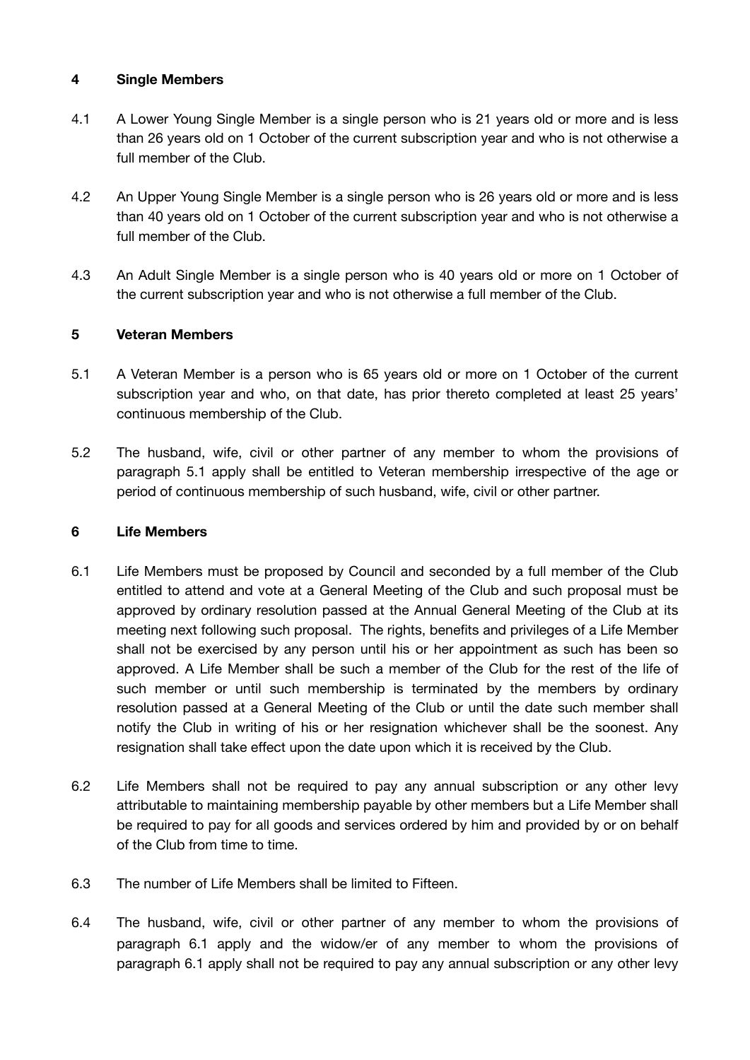## 4 Single Members

4.1 A Lower Young Single Member is a single person who is 21 years old or more and is less than 26 years old on 1 October of the current subscription year and who is not otherwise a full member of the Club.

4.2 An Upper Young Single Member is a single person who is 26 years old or more and is less than 40 years old on 1 October of the current subscription year and who is not otherwise a full member of the Club.

4.3 An Adult Single Member is a single person who is 40 years old or more on 1 October of the current subscription year and who is not otherwise a full member of the Club.

## 5 Veteran Members

5.1 A Veteran Member is a person who is 65 years old or more on 1 October of the current subscription year and who, on that date, has prior thereto completed at least 25 years' continuous membership of the Club.

5.2 The husband, wife, civil or other partner of any member to whom the provisions of paragraph 5.1 apply shall be entitled to Veteran membership irrespective of the age or period of continuous membership of such husband, wife, civil or other partner.

## 6 Life Members

6.1 Life Members must be proposed by Council and seconded by a full member of the Club entitled to attend and vote at a General Meeting of the Club and such proposal must be approved by ordinary resolution passed at the Annual General Meeting of the Club at its meeting next following such proposal. The rights, benefits and privileges of a Life Member shall not be exercised by any person until his or her appointment as such has been so approved. A Life Member shall be such a member of the Club for the rest of the life of such member or until such membership is terminated by the members by ordinary resolution passed at a General Meeting of the Club or until the date such member shall notify the Club in writing of his or her resignation whichever shall be the soonest. Any resignation shall take effect upon the date upon which it is received by the Club.

6.2 Life Members shall not be required to pay any annual subscription or any other levy attributable to maintaining membership payable by other members but a Life Member shall be required to pay for all goods and services ordered by him and provided by or on behalf of the Club from time to time.

6.3 The number of Life Members shall be limited to Fifteen.

6.4 The husband, wife, civil or other partner of any member to whom the provisions of paragraph 6.1 apply and the widow/er of any member to whom the provisions of paragraph 6.1 apply shall not be required to pay any annual subscription or any other levy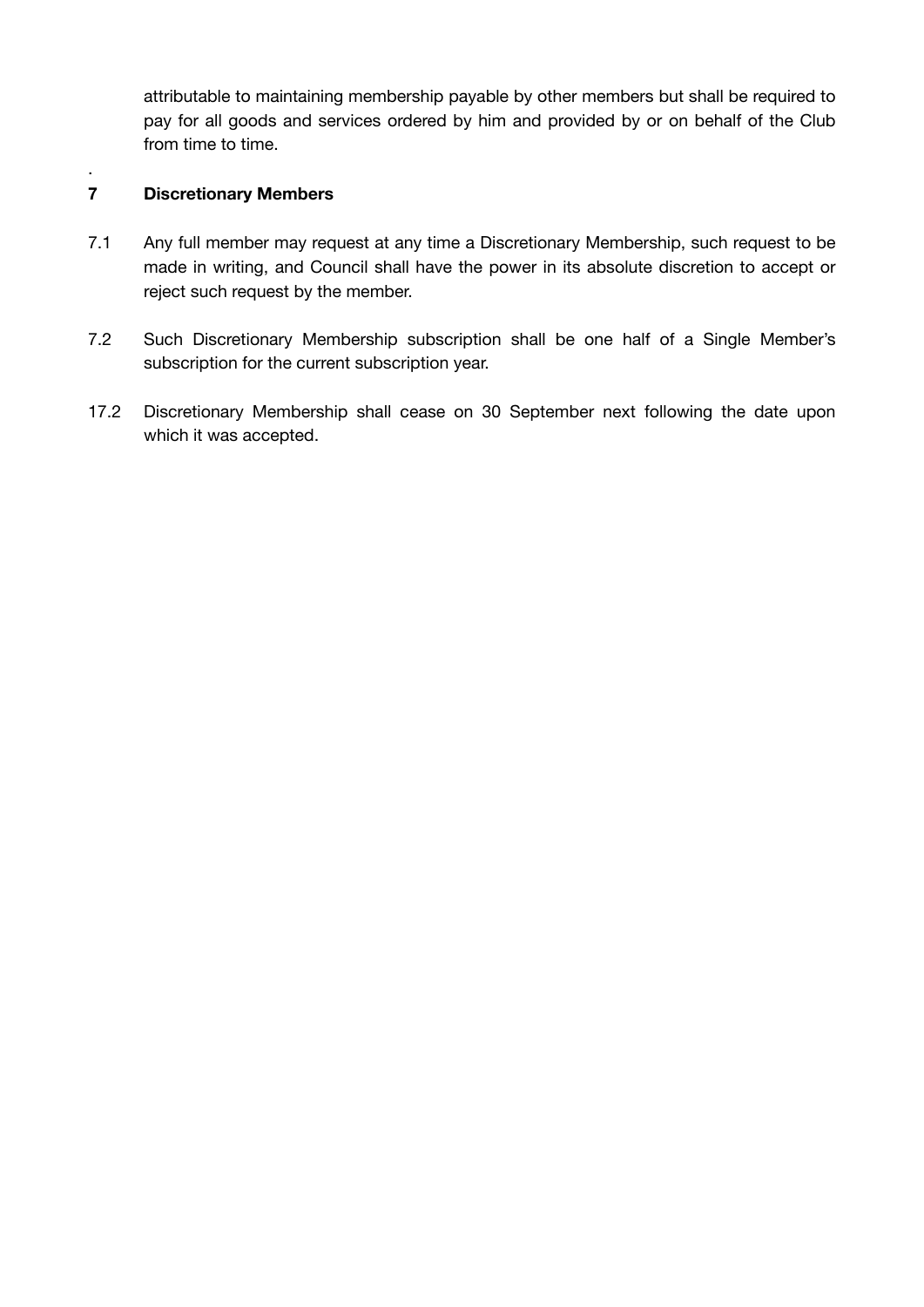attributable to maintaining membership payable by other members but shall be required to pay for all goods and services ordered by him and provided by or on behalf of the Club from time to time.

.

## 7 Discretionary Members

7.1 Any full member may request at any time a Discretionary Membership, such request to be made in writing, and Council shall have the power in its absolute discretion to accept or reject such request by the member.

7.2 Such Discretionary Membership subscription shall be one half of a Single Member's subscription for the current subscription year.

17.2 Discretionary Membership shall cease on 30 September next following the date upon which it was accepted.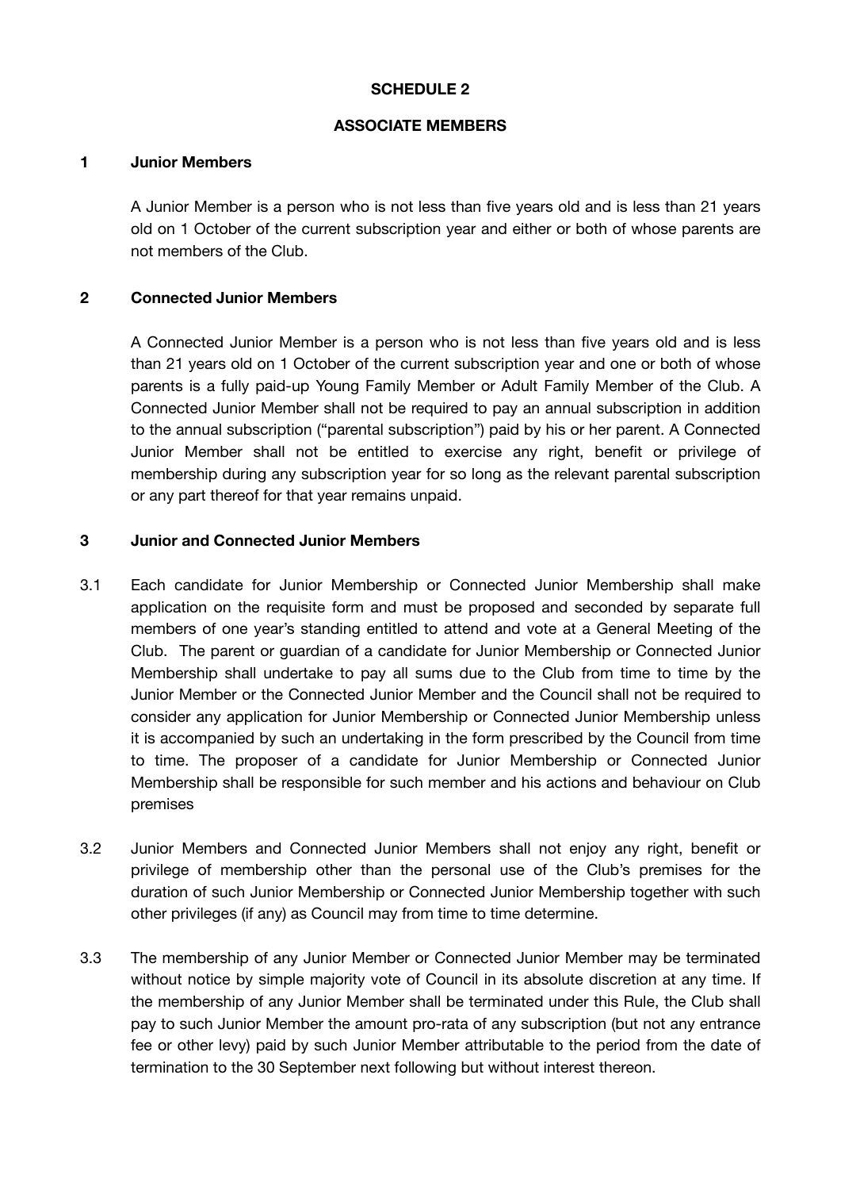# SCHEDULE 2

## ASSOCIATE MEMBERS

### 1 Junior Members

A Junior Member is a person who is not less than five years old and is less than 21 years old on 1 October of the current subscription year and either or both of whose parents are not members of the Club.

### 2 Connected Junior Members

A Connected Junior Member is a person who is not less than five years old and is less than 21 years old on 1 October of the current subscription year and one or both of whose parents is a fully paid-up Young Family Member or Adult Family Member of the Club. A Connected Junior Member shall not be required to pay an annual subscription in addition to the annual subscription ("parental subscription") paid by his or her parent. A Connected Junior Member shall not be entitled to exercise any right, benefit or privilege of membership during any subscription year for so long as the relevant parental subscription or any part thereof for that year remains unpaid.

### 3 Junior and Connected Junior Members

3.1 Each candidate for Junior Membership or Connected Junior Membership shall make application on the requisite form and must be proposed and seconded by separate full members of one year's standing entitled to attend and vote at a General Meeting of the Club. The parent or guardian of a candidate for Junior Membership or Connected Junior Membership shall undertake to pay all sums due to the Club from time to time by the Junior Member or the Connected Junior Member and the Council shall not be required to consider any application for Junior Membership or Connected Junior Membership unless it is accompanied by such an undertaking in the form prescribed by the Council from time to time. The proposer of a candidate for Junior Membership or Connected Junior Membership shall be responsible for such member and his actions and behaviour on Club premises

3.2 Junior Members and Connected Junior Members shall not enjoy any right, benefit or privilege of membership other than the personal use of the Club's premises for the duration of such Junior Membership or Connected Junior Membership together with such other privileges (if any) as Council may from time to time determine.

3.3 The membership of any Junior Member or Connected Junior Member may be terminated without notice by simple majority vote of Council in its absolute discretion at any time. If the membership of any Junior Member shall be terminated under this Rule, the Club shall pay to such Junior Member the amount pro-rata of any subscription (but not any entrance fee or other levy) paid by such Junior Member attributable to the period from the date of termination to the 30 September next following but without interest thereon.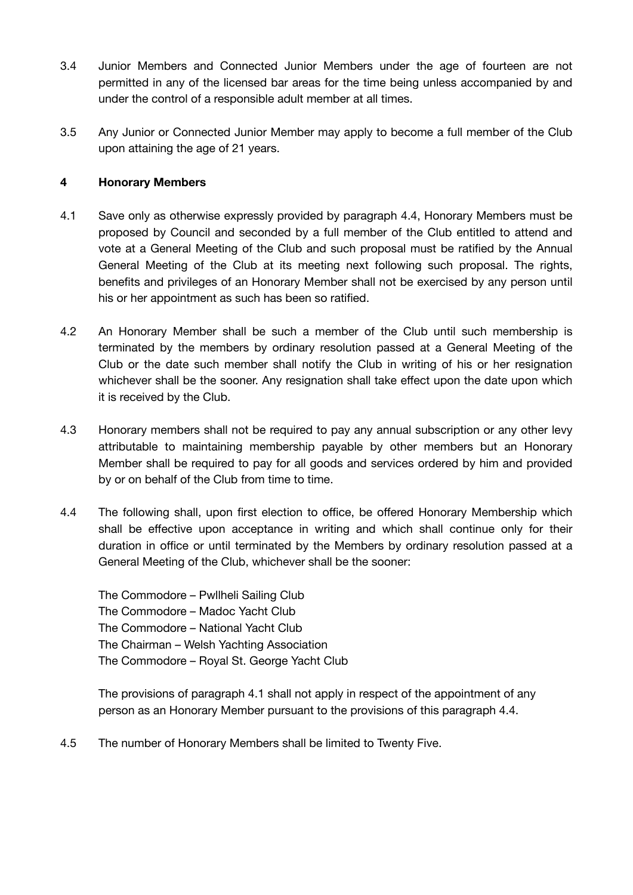3.4 Junior Members and Connected Junior Members under the age of fourteen are not permitted in any of the licensed bar areas for the time being unless accompanied by and under the control of a responsible adult member at all times.

3.5 Any Junior or Connected Junior Member may apply to become a full member of the Club upon attaining the age of 21 years.

## 4 Honorary Members

4.1 Save only as otherwise expressly provided by paragraph 4.4, Honorary Members must be proposed by Council and seconded by a full member of the Club entitled to attend and vote at a General Meeting of the Club and such proposal must be ratified by the Annual General Meeting of the Club at its meeting next following such proposal. The rights, benefits and privileges of an Honorary Member shall not be exercised by any person until his or her appointment as such has been so ratified.

4.2 An Honorary Member shall be such a member of the Club until such membership is terminated by the members by ordinary resolution passed at a General Meeting of the Club or the date such member shall notify the Club in writing of his or her resignation whichever shall be the sooner. Any resignation shall take effect upon the date upon which it is received by the Club.

4.3 Honorary members shall not be required to pay any annual subscription or any other levy attributable to maintaining membership payable by other members but an Honorary Member shall be required to pay for all goods and services ordered by him and provided by or on behalf of the Club from time to time.

4.4 The following shall, upon first election to office, be offered Honorary Membership which shall be effective upon acceptance in writing and which shall continue only for their duration in office or until terminated by the Members by ordinary resolution passed at a General Meeting of the Club, whichever shall be the sooner:

The Commodore – Pwllheli Sailing Club
The Commodore – Madoc Yacht Club
The Commodore – National Yacht Club
The Chairman – Welsh Yachting Association
The Commodore – Royal St. George Yacht Club

The provisions of paragraph 4.1 shall not apply in respect of the appointment of any person as an Honorary Member pursuant to the provisions of this paragraph 4.4.

4.5 The number of Honorary Members shall be limited to Twenty Five.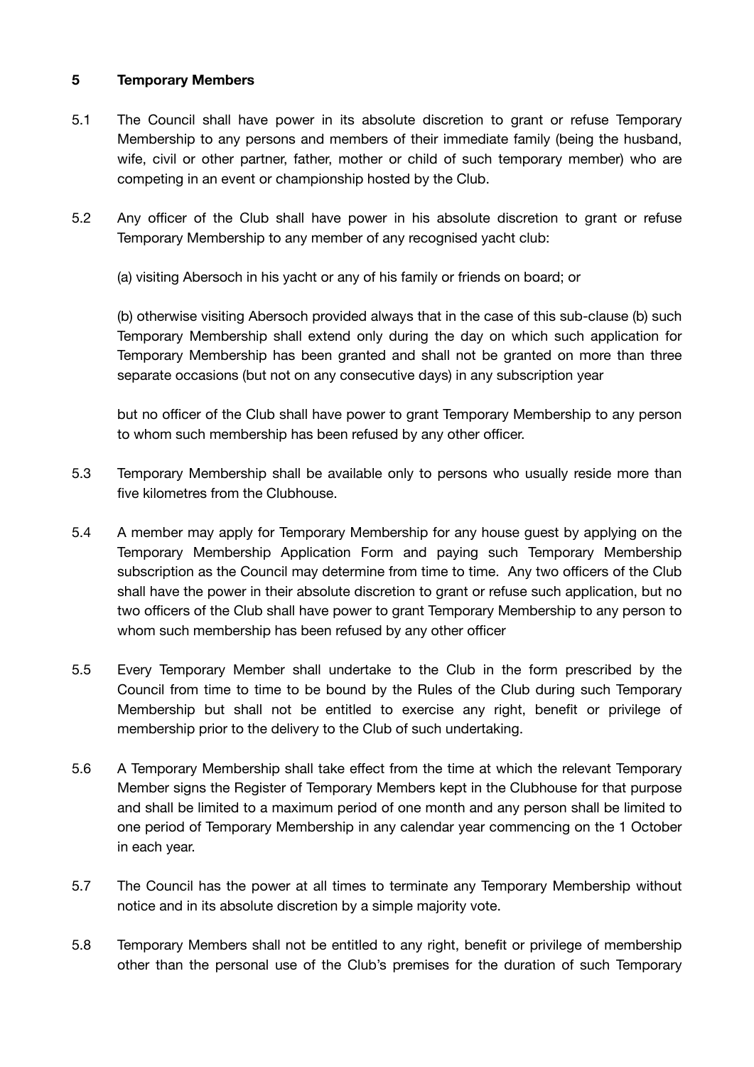## 5 Temporary Members

5.1 The Council shall have power in its absolute discretion to grant or refuse Temporary Membership to any persons and members of their immediate family (being the husband, wife, civil or other partner, father, mother or child of such temporary member) who are competing in an event or championship hosted by the Club.

5.2 Any officer of the Club shall have power in his absolute discretion to grant or refuse Temporary Membership to any member of any recognised yacht club:

(a) visiting Abersoch in his yacht or any of his family or friends on board; or

(b) otherwise visiting Abersoch provided always that in the case of this sub-clause (b) such Temporary Membership shall extend only during the day on which such application for Temporary Membership has been granted and shall not be granted on more than three separate occasions (but not on any consecutive days) in any subscription year

but no officer of the Club shall have power to grant Temporary Membership to any person to whom such membership has been refused by any other officer.

5.3 Temporary Membership shall be available only to persons who usually reside more than five kilometres from the Clubhouse.

5.4 A member may apply for Temporary Membership for any house guest by applying on the Temporary Membership Application Form and paying such Temporary Membership subscription as the Council may determine from time to time. Any two officers of the Club shall have the power in their absolute discretion to grant or refuse such application, but no two officers of the Club shall have power to grant Temporary Membership to any person to whom such membership has been refused by any other officer

5.5 Every Temporary Member shall undertake to the Club in the form prescribed by the Council from time to time to be bound by the Rules of the Club during such Temporary Membership but shall not be entitled to exercise any right, benefit or privilege of membership prior to the delivery to the Club of such undertaking.

5.6 A Temporary Membership shall take effect from the time at which the relevant Temporary Member signs the Register of Temporary Members kept in the Clubhouse for that purpose and shall be limited to a maximum period of one month and any person shall be limited to one period of Temporary Membership in any calendar year commencing on the 1 October in each year.

5.7 The Council has the power at all times to terminate any Temporary Membership without notice and in its absolute discretion by a simple majority vote.

5.8 Temporary Members shall not be entitled to any right, benefit or privilege of membership other than the personal use of the Club's premises for the duration of such Temporary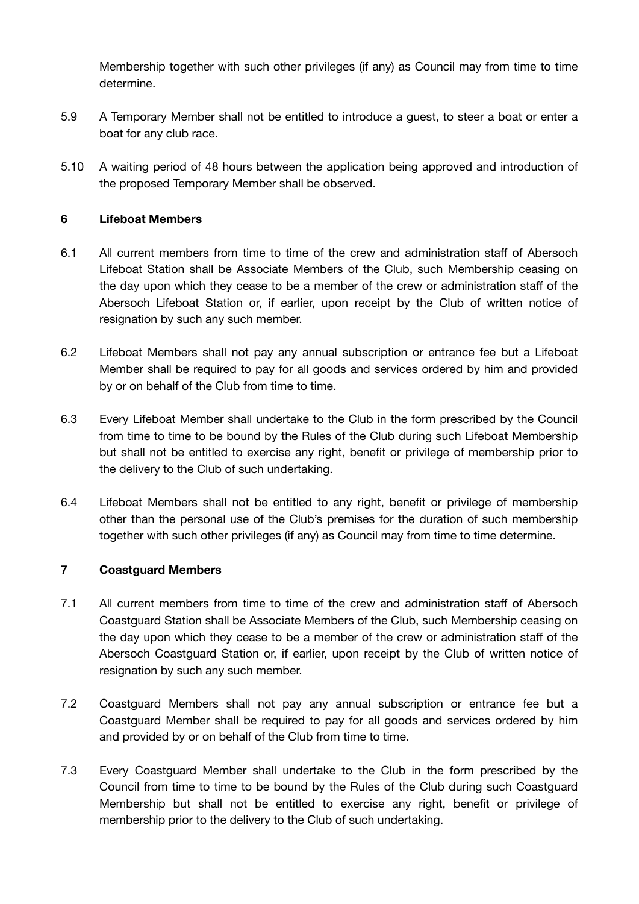Membership together with such other privileges (if any) as Council may from time to time determine.

5.9 A Temporary Member shall not be entitled to introduce a guest, to steer a boat or enter a boat for any club race.

5.10 A waiting period of 48 hours between the application being approved and introduction of the proposed Temporary Member shall be observed.

## 6 Lifeboat Members

6.1 All current members from time to time of the crew and administration staff of Abersoch Lifeboat Station shall be Associate Members of the Club, such Membership ceasing on the day upon which they cease to be a member of the crew or administration staff of the Abersoch Lifeboat Station or, if earlier, upon receipt by the Club of written notice of resignation by such any such member.

6.2 Lifeboat Members shall not pay any annual subscription or entrance fee but a Lifeboat Member shall be required to pay for all goods and services ordered by him and provided by or on behalf of the Club from time to time.

6.3 Every Lifeboat Member shall undertake to the Club in the form prescribed by the Council from time to time to be bound by the Rules of the Club during such Lifeboat Membership but shall not be entitled to exercise any right, benefit or privilege of membership prior to the delivery to the Club of such undertaking.

6.4 Lifeboat Members shall not be entitled to any right, benefit or privilege of membership other than the personal use of the Club's premises for the duration of such membership together with such other privileges (if any) as Council may from time to time determine.

## 7 Coastguard Members

7.1 All current members from time to time of the crew and administration staff of Abersoch Coastguard Station shall be Associate Members of the Club, such Membership ceasing on the day upon which they cease to be a member of the crew or administration staff of the Abersoch Coastguard Station or, if earlier, upon receipt by the Club of written notice of resignation by such any such member.

7.2 Coastguard Members shall not pay any annual subscription or entrance fee but a Coastguard Member shall be required to pay for all goods and services ordered by him and provided by or on behalf of the Club from time to time.

7.3 Every Coastguard Member shall undertake to the Club in the form prescribed by the Council from time to time to be bound by the Rules of the Club during such Coastguard Membership but shall not be entitled to exercise any right, benefit or privilege of membership prior to the delivery to the Club of such undertaking.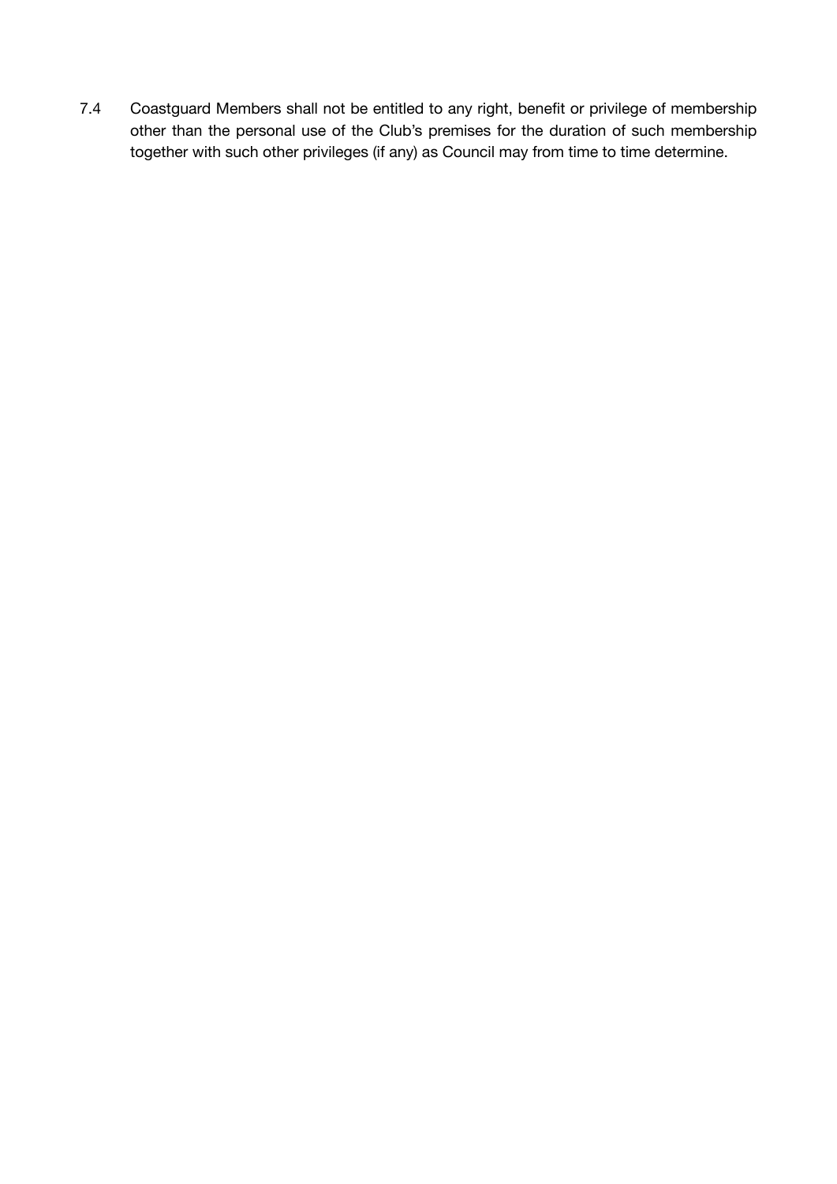7.4 Coastguard Members shall not be entitled to any right, benefit or privilege of membership other than the personal use of the Club's premises for the duration of such membership together with such other privileges (if any) as Council may from time to time determine.